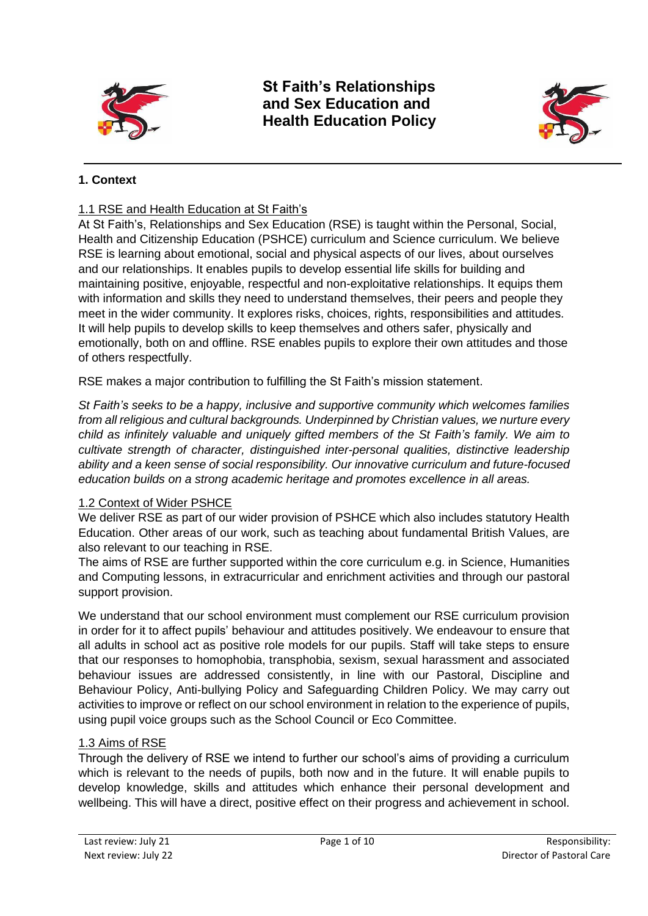# St Faith's Relationships and Sex Education and Health Education Policy

## 1. Context

### 1.1 RSE and Health Education at St Faith's

At St Faith's, Relationships and Sex Education (RSE) is taught within the Personal, Social, Health and Citizenship Education (PSHCE) curriculum and Science curriculum. We believe RSE is learning about emotional, social and physical aspects of our lives, about ourselves and our relationships. It enables pupils to develop essential life skills for building and maintaining positive, enjoyable, respectful and non-exploitative relationships. It equips them with information and skills they need to understand themselves, their peers and people they meet in the wider community. It explores risks, choices, rights, responsibilities and attitudes. It will help pupils to develop skills to keep themselves and others safer, physically and emotionally, both on and offline. RSE enables pupils to explore their own attitudes and those of others respectfully.

RSE makes a major contribution to fulfilling the St Faith's mission statement.

*St Faith's seeks to be a happy, inclusive and supportive community which welcomes families from all religious and cultural backgrounds. Underpinned by Christian values, we nurture every child as infinitely valuable and uniquely gifted members of the St Faith's family. We aim to cultivate strength of character, distinguished inter-personal qualities, distinctive leadership ability and a keen sense of social responsibility. Our innovative curriculum and future-focused education builds on a strong academic heritage and promotes excellence in all areas.*

### 1.2 Context of Wider PSHCE

We deliver RSE as part of our wider provision of PSHCE which also includes statutory Health Education. Other areas of our work, such as teaching about fundamental British Values, are also relevant to our teaching in RSE.

The aims of RSE are further supported within the core curriculum e.g. in Science, Humanities and Computing lessons, in extracurricular and enrichment activities and through our pastoral support provision.

We understand that our school environment must complement our RSE curriculum provision in order for it to affect pupils' behaviour and attitudes positively. We endeavour to ensure that all adults in school act as positive role models for our pupils. Staff will take steps to ensure that our responses to homophobia, transphobia, sexism, sexual harassment and associated behaviour issues are addressed consistently, in line with our Pastoral, Discipline and Behaviour Policy, Anti-bullying Policy and Safeguarding Children Policy. We may carry out activities to improve or reflect on our school environment in relation to the experience of pupils, using pupil voice groups such as the School Council or Eco Committee.

### 1.3 Aims of RSE

Through the delivery of RSE we intend to further our school's aims of providing a curriculum which is relevant to the needs of pupils, both now and in the future. It will enable pupils to develop knowledge, skills and attitudes which enhance their personal development and wellbeing. This will have a direct, positive effect on their progress and achievement in school.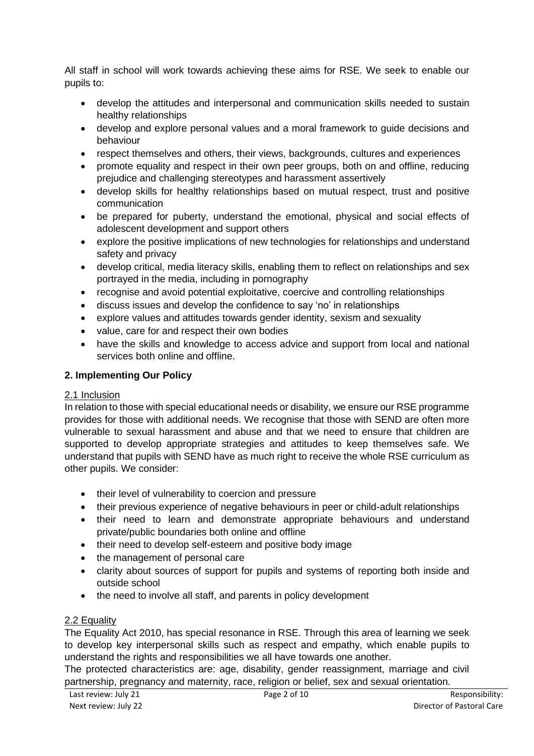All staff in school will work towards achieving these aims for RSE. We seek to enable our pupils to:

- develop the attitudes and interpersonal and communication skills needed to sustain healthy relationships
- develop and explore personal values and a moral framework to guide decisions and behaviour
- respect themselves and others, their views, backgrounds, cultures and experiences
- promote equality and respect in their own peer groups, both on and offline, reducing prejudice and challenging stereotypes and harassment assertively
- develop skills for healthy relationships based on mutual respect, trust and positive communication
- be prepared for puberty, understand the emotional, physical and social effects of adolescent development and support others
- explore the positive implications of new technologies for relationships and understand safety and privacy
- develop critical, media literacy skills, enabling them to reflect on relationships and sex portrayed in the media, including in pornography
- recognise and avoid potential exploitative, coercive and controlling relationships
- discuss issues and develop the confidence to say 'no' in relationships
- explore values and attitudes towards gender identity, sexism and sexuality
- value, care for and respect their own bodies
- have the skills and knowledge to access advice and support from local and national services both online and offline.

## 2. Implementing Our Policy

### 2.1 Inclusion

In relation to those with special educational needs or disability, we ensure our RSE programme provides for those with additional needs. We recognise that those with SEND are often more vulnerable to sexual harassment and abuse and that we need to ensure that children are supported to develop appropriate strategies and attitudes to keep themselves safe. We understand that pupils with SEND have as much right to receive the whole RSE curriculum as other pupils. We consider:

- their level of vulnerability to coercion and pressure
- their previous experience of negative behaviours in peer or child-adult relationships
- their need to learn and demonstrate appropriate behaviours and understand private/public boundaries both online and offline
- their need to develop self-esteem and positive body image
- the management of personal care
- clarity about sources of support for pupils and systems of reporting both inside and outside school
- the need to involve all staff, and parents in policy development

### 2.2 Equality

The Equality Act 2010, has special resonance in RSE. Through this area of learning we seek to develop key interpersonal skills such as respect and empathy, which enable pupils to understand the rights and responsibilities we all have towards one another.

The protected characteristics are: age, disability, gender reassignment, marriage and civil partnership, pregnancy and maternity, race, religion or belief, sex and sexual orientation.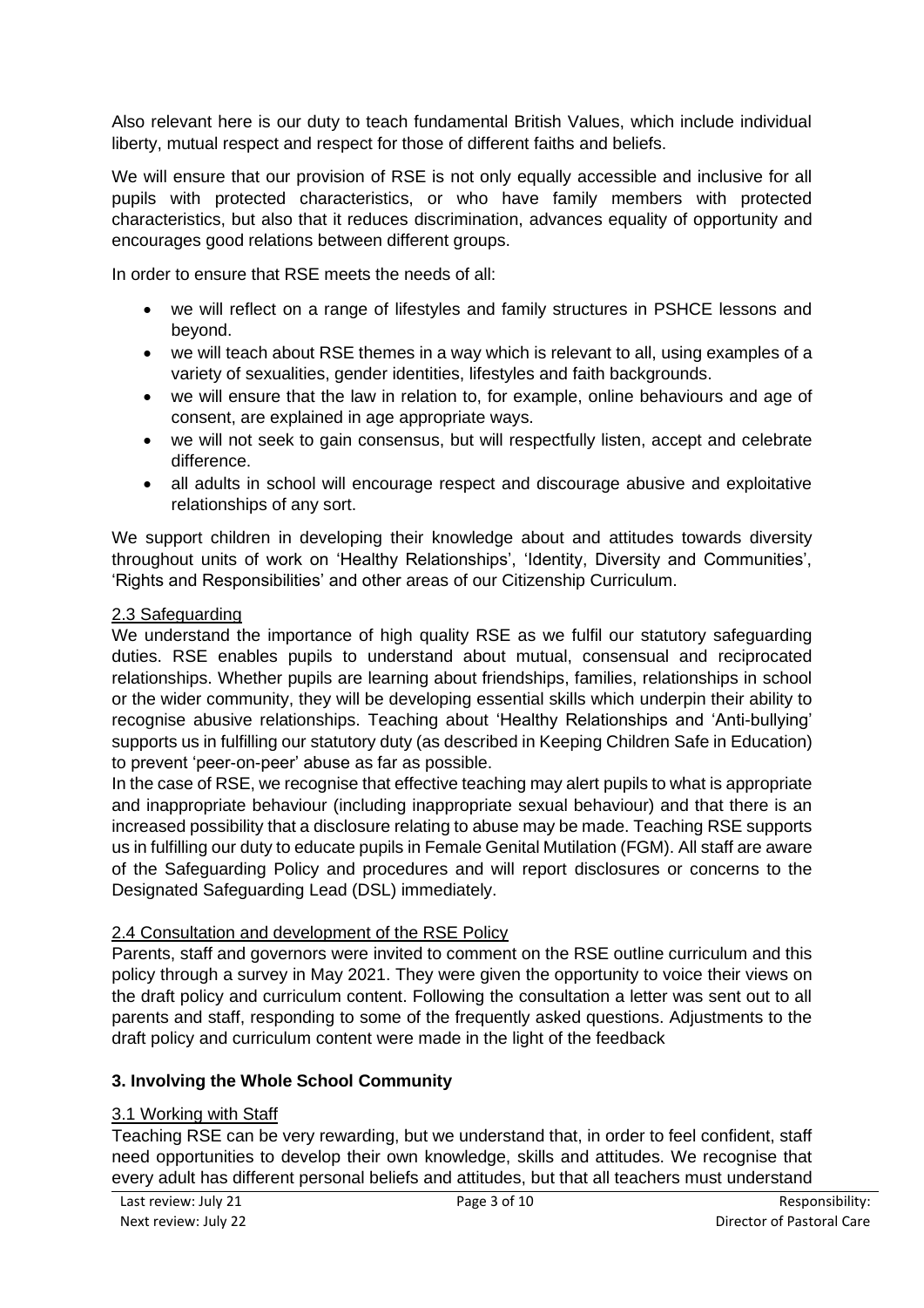Also relevant here is our duty to teach fundamental British Values, which include individual liberty, mutual respect and respect for those of different faiths and beliefs.

We will ensure that our provision of RSE is not only equally accessible and inclusive for all pupils with protected characteristics, or who have family members with protected characteristics, but also that it reduces discrimination, advances equality of opportunity and encourages good relations between different groups.

In order to ensure that RSE meets the needs of all:

- we will reflect on a range of lifestyles and family structures in PSHCE lessons and beyond.
- we will teach about RSE themes in a way which is relevant to all, using examples of a variety of sexualities, gender identities, lifestyles and faith backgrounds.
- we will ensure that the law in relation to, for example, online behaviours and age of consent, are explained in age appropriate ways.
- we will not seek to gain consensus, but will respectfully listen, accept and celebrate difference.
- all adults in school will encourage respect and discourage abusive and exploitative relationships of any sort.

We support children in developing their knowledge about and attitudes towards diversity throughout units of work on 'Healthy Relationships', 'Identity, Diversity and Communities', 'Rights and Responsibilities' and other areas of our Citizenship Curriculum.

### 2.3 Safeguarding

We understand the importance of high quality RSE as we fulfil our statutory safeguarding duties. RSE enables pupils to understand about mutual, consensual and reciprocated relationships. Whether pupils are learning about friendships, families, relationships in school or the wider community, they will be developing essential skills which underpin their ability to recognise abusive relationships. Teaching about 'Healthy Relationships and 'Anti-bullying' supports us in fulfilling our statutory duty (as described in Keeping Children Safe in Education) to prevent 'peer-on-peer' abuse as far as possible.

In the case of RSE, we recognise that effective teaching may alert pupils to what is appropriate and inappropriate behaviour (including inappropriate sexual behaviour) and that there is an increased possibility that a disclosure relating to abuse may be made. Teaching RSE supports us in fulfilling our duty to educate pupils in Female Genital Mutilation (FGM). All staff are aware of the Safeguarding Policy and procedures and will report disclosures or concerns to the Designated Safeguarding Lead (DSL) immediately.

### 2.4 Consultation and development of the RSE Policy

Parents, staff and governors were invited to comment on the RSE outline curriculum and this policy through a survey in May 2021. They were given the opportunity to voice their views on the draft policy and curriculum content. Following the consultation a letter was sent out to all parents and staff, responding to some of the frequently asked questions. Adjustments to the draft policy and curriculum content were made in the light of the feedback

## 3. Involving the Whole School Community

### 3.1 Working with Staff

Teaching RSE can be very rewarding, but we understand that, in order to feel confident, staff need opportunities to develop their own knowledge, skills and attitudes. We recognise that every adult has different personal beliefs and attitudes, but that all teachers must understand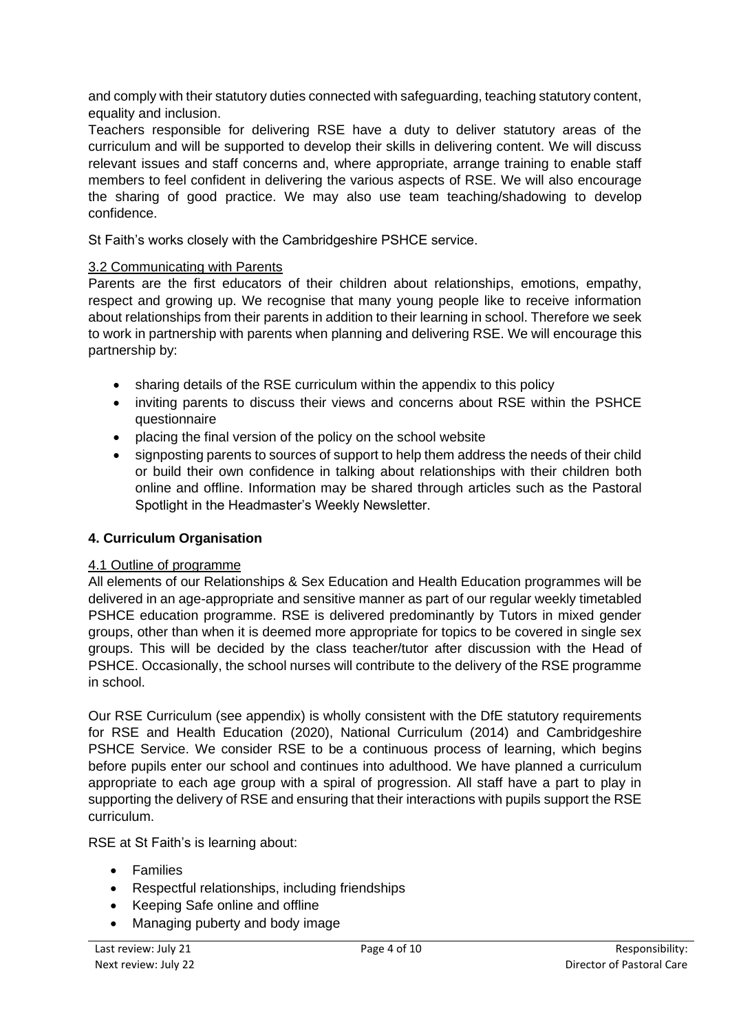and comply with their statutory duties connected with safeguarding, teaching statutory content, equality and inclusion.

Teachers responsible for delivering RSE have a duty to deliver statutory areas of the curriculum and will be supported to develop their skills in delivering content. We will discuss relevant issues and staff concerns and, where appropriate, arrange training to enable staff members to feel confident in delivering the various aspects of RSE. We will also encourage the sharing of good practice. We may also use team teaching/shadowing to develop confidence.

St Faith's works closely with the Cambridgeshire PSHCE service.

### 3.2 Communicating with Parents

Parents are the first educators of their children about relationships, emotions, empathy, respect and growing up. We recognise that many young people like to receive information about relationships from their parents in addition to their learning in school. Therefore we seek to work in partnership with parents when planning and delivering RSE. We will encourage this partnership by:

- sharing details of the RSE curriculum within the appendix to this policy
- inviting parents to discuss their views and concerns about RSE within the PSHCE questionnaire
- placing the final version of the policy on the school website
- signposting parents to sources of support to help them address the needs of their child or build their own confidence in talking about relationships with their children both online and offline. Information may be shared through articles such as the Pastoral Spotlight in the Headmaster's Weekly Newsletter.

## 4. Curriculum Organisation

### 4.1 Outline of programme

All elements of our Relationships & Sex Education and Health Education programmes will be delivered in an age-appropriate and sensitive manner as part of our regular weekly timetabled PSHCE education programme. RSE is delivered predominantly by Tutors in mixed gender groups, other than when it is deemed more appropriate for topics to be covered in single sex groups. This will be decided by the class teacher/tutor after discussion with the Head of PSHCE. Occasionally, the school nurses will contribute to the delivery of the RSE programme in school.

Our RSE Curriculum (see appendix) is wholly consistent with the DfE statutory requirements for RSE and Health Education (2020), National Curriculum (2014) and Cambridgeshire PSHCE Service. We consider RSE to be a continuous process of learning, which begins before pupils enter our school and continues into adulthood. We have planned a curriculum appropriate to each age group with a spiral of progression. All staff have a part to play in supporting the delivery of RSE and ensuring that their interactions with pupils support the RSE curriculum.

RSE at St Faith's is learning about:

- Families
- Respectful relationships, including friendships
- Keeping Safe online and offline
- Managing puberty and body image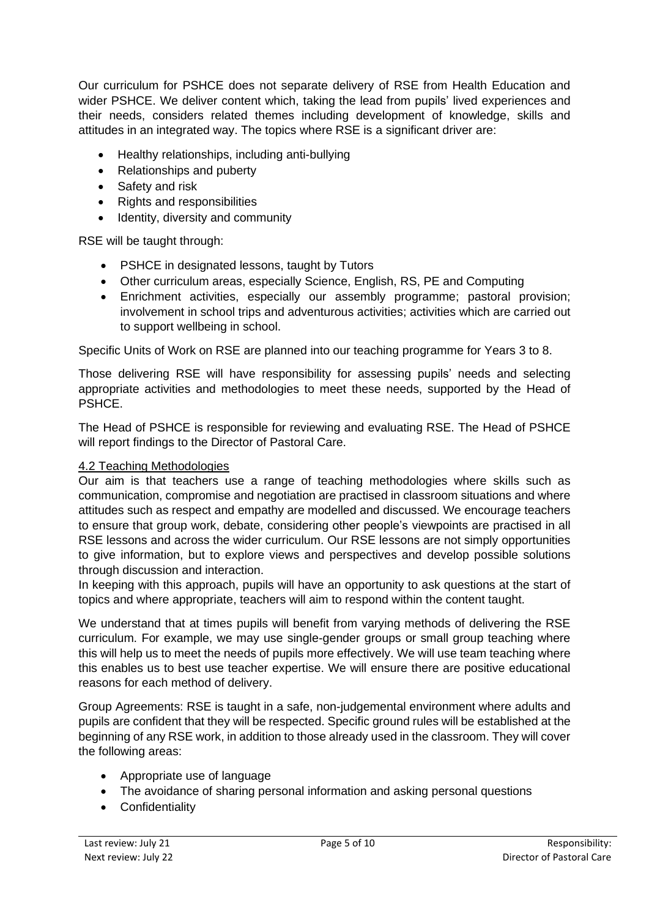Our curriculum for PSHCE does not separate delivery of RSE from Health Education and wider PSHCE. We deliver content which, taking the lead from pupils' lived experiences and their needs, considers related themes including development of knowledge, skills and attitudes in an integrated way. The topics where RSE is a significant driver are:

- Healthy relationships, including anti-bullying
- Relationships and puberty
- Safety and risk
- Rights and responsibilities
- Identity, diversity and community

RSE will be taught through:

- PSHCE in designated lessons, taught by Tutors
- Other curriculum areas, especially Science, English, RS, PE and Computing
- Enrichment activities, especially our assembly programme; pastoral provision; involvement in school trips and adventurous activities; activities which are carried out to support wellbeing in school.

Specific Units of Work on RSE are planned into our teaching programme for Years 3 to 8.

Those delivering RSE will have responsibility for assessing pupils' needs and selecting appropriate activities and methodologies to meet these needs, supported by the Head of PSHCE.

The Head of PSHCE is responsible for reviewing and evaluating RSE. The Head of PSHCE will report findings to the Director of Pastoral Care.

### 4.2 Teaching Methodologies

Our aim is that teachers use a range of teaching methodologies where skills such as communication, compromise and negotiation are practised in classroom situations and where attitudes such as respect and empathy are modelled and discussed. We encourage teachers to ensure that group work, debate, considering other people's viewpoints are practised in all RSE lessons and across the wider curriculum. Our RSE lessons are not simply opportunities to give information, but to explore views and perspectives and develop possible solutions through discussion and interaction.

In keeping with this approach, pupils will have an opportunity to ask questions at the start of topics and where appropriate, teachers will aim to respond within the content taught.

We understand that at times pupils will benefit from varying methods of delivering the RSE curriculum. For example, we may use single-gender groups or small group teaching where this will help us to meet the needs of pupils more effectively. We will use team teaching where this enables us to best use teacher expertise. We will ensure there are positive educational reasons for each method of delivery.

Group Agreements: RSE is taught in a safe, non-judgemental environment where adults and pupils are confident that they will be respected. Specific ground rules will be established at the beginning of any RSE work, in addition to those already used in the classroom. They will cover the following areas:

- Appropriate use of language
- The avoidance of sharing personal information and asking personal questions
- Confidentiality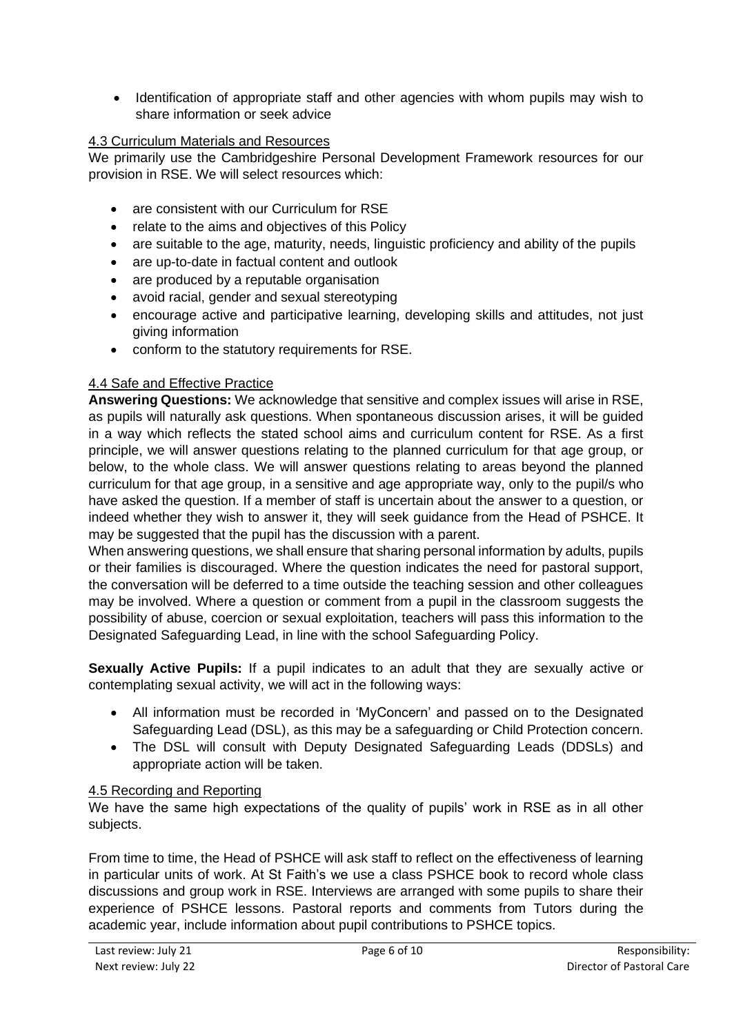- Identification of appropriate staff and other agencies with whom pupils may wish to share information or seek advice

### 4.3 Curriculum Materials and Resources

We primarily use the Cambridgeshire Personal Development Framework resources for our provision in RSE. We will select resources which:

- are consistent with our Curriculum for RSE
- relate to the aims and objectives of this Policy
- are suitable to the age, maturity, needs, linguistic proficiency and ability of the pupils
- are up-to-date in factual content and outlook
- are produced by a reputable organisation
- avoid racial, gender and sexual stereotyping
- encourage active and participative learning, developing skills and attitudes, not just giving information
- conform to the statutory requirements for RSE.

### 4.4 Safe and Effective Practice

**Answering Questions:** We acknowledge that sensitive and complex issues will arise in RSE, as pupils will naturally ask questions. When spontaneous discussion arises, it will be guided in a way which reflects the stated school aims and curriculum content for RSE. As a first principle, we will answer questions relating to the planned curriculum for that age group, or below, to the whole class. We will answer questions relating to areas beyond the planned curriculum for that age group, in a sensitive and age appropriate way, only to the pupil/s who have asked the question. If a member of staff is uncertain about the answer to a question, or indeed whether they wish to answer it, they will seek guidance from the Head of PSHCE. It may be suggested that the pupil has the discussion with a parent.

When answering questions, we shall ensure that sharing personal information by adults, pupils or their families is discouraged. Where the question indicates the need for pastoral support, the conversation will be deferred to a time outside the teaching session and other colleagues may be involved. Where a question or comment from a pupil in the classroom suggests the possibility of abuse, coercion or sexual exploitation, teachers will pass this information to the Designated Safeguarding Lead, in line with the school Safeguarding Policy.

**Sexually Active Pupils:** If a pupil indicates to an adult that they are sexually active or contemplating sexual activity, we will act in the following ways:

- All information must be recorded in 'MyConcern' and passed on to the Designated Safeguarding Lead (DSL), as this may be a safeguarding or Child Protection concern.
- The DSL will consult with Deputy Designated Safeguarding Leads (DDSLs) and appropriate action will be taken.

### 4.5 Recording and Reporting

We have the same high expectations of the quality of pupils' work in RSE as in all other subjects.

From time to time, the Head of PSHCE will ask staff to reflect on the effectiveness of learning in particular units of work. At St Faith's we use a class PSHCE book to record whole class discussions and group work in RSE. Interviews are arranged with some pupils to share their experience of PSHCE lessons. Pastoral reports and comments from Tutors during the academic year, include information about pupil contributions to PSHCE topics.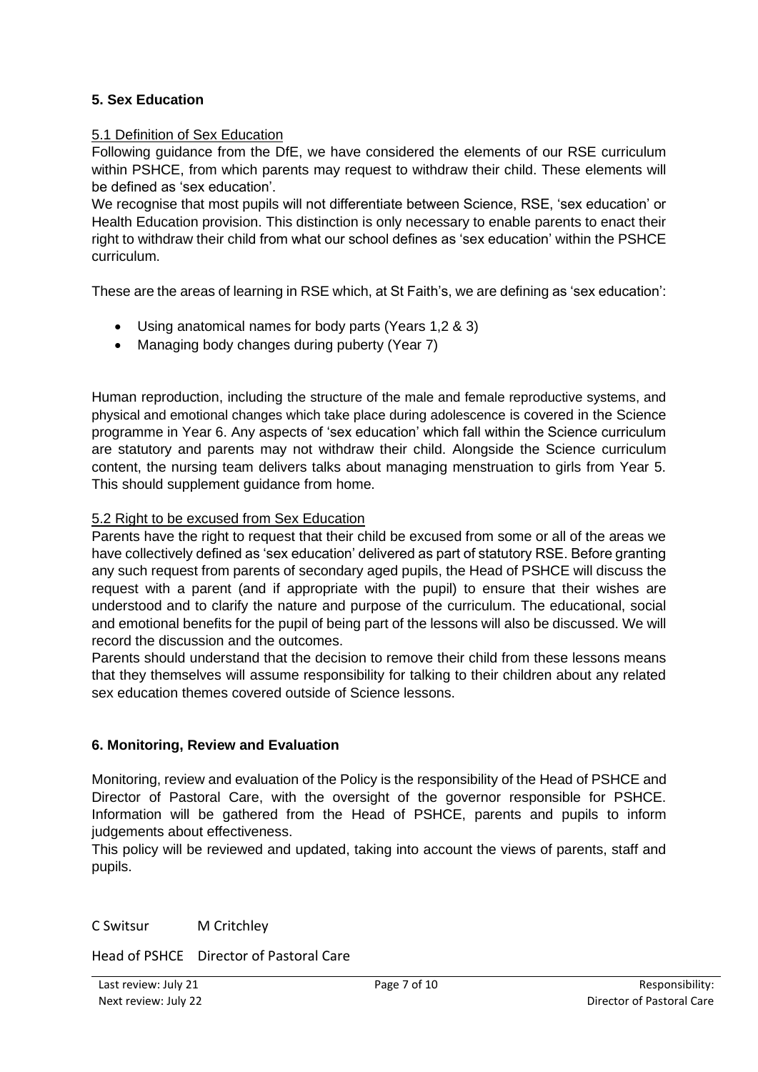## 5. Sex Education

### 5.1 Definition of Sex Education

Following guidance from the DfE, we have considered the elements of our RSE curriculum within PSHCE, from which parents may request to withdraw their child. These elements will be defined as 'sex education'.

We recognise that most pupils will not differentiate between Science, RSE, 'sex education' or Health Education provision. This distinction is only necessary to enable parents to enact their right to withdraw their child from what our school defines as 'sex education' within the PSHCE curriculum.

These are the areas of learning in RSE which, at St Faith's, we are defining as 'sex education':

- Using anatomical names for body parts (Years 1,2 & 3)
- Managing body changes during puberty (Year 7)

Human reproduction, including the structure of the male and female reproductive systems, and physical and emotional changes which take place during adolescence is covered in the Science programme in Year 6. Any aspects of 'sex education' which fall within the Science curriculum are statutory and parents may not withdraw their child. Alongside the Science curriculum content, the nursing team delivers talks about managing menstruation to girls from Year 5. This should supplement guidance from home.

### 5.2 Right to be excused from Sex Education

Parents have the right to request that their child be excused from some or all of the areas we have collectively defined as 'sex education' delivered as part of statutory RSE. Before granting any such request from parents of secondary aged pupils, the Head of PSHCE will discuss the request with a parent (and if appropriate with the pupil) to ensure that their wishes are understood and to clarify the nature and purpose of the curriculum. The educational, social and emotional benefits for the pupil of being part of the lessons will also be discussed. We will record the discussion and the outcomes.

Parents should understand that the decision to remove their child from these lessons means that they themselves will assume responsibility for talking to their children about any related sex education themes covered outside of Science lessons.

## 6. Monitoring, Review and Evaluation

Monitoring, review and evaluation of the Policy is the responsibility of the Head of PSHCE and Director of Pastoral Care, with the oversight of the governor responsible for PSHCE. Information will be gathered from the Head of PSHCE, parents and pupils to inform judgements about effectiveness.

This policy will be reviewed and updated, taking into account the views of parents, staff and pupils.

C Switsur M Critchley

Head of PSHCE Director of Pastoral Care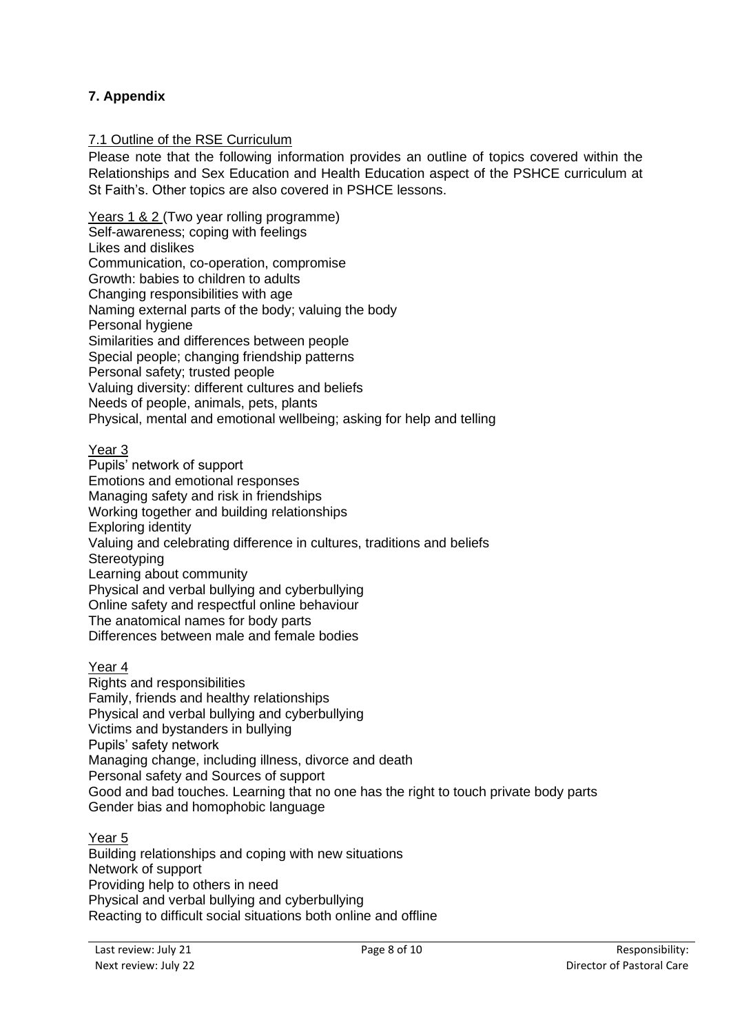## 7. Appendix

7.1 Outline of the RSE Curriculum

Please note that the following information provides an outline of topics covered within the Relationships and Sex Education and Health Education aspect of the PSHCE curriculum at St Faith's. Other topics are also covered in PSHCE lessons.

Years 1 & 2 (Two year rolling programme)

Self-awareness; coping with feelings
Likes and dislikes
Communication, co-operation, compromise
Growth: babies to children to adults
Changing responsibilities with age
Naming external parts of the body; valuing the body
Personal hygiene
Similarities and differences between people
Special people; changing friendship patterns
Personal safety; trusted people
Valuing diversity: different cultures and beliefs
Needs of people, animals, pets, plants
Physical, mental and emotional wellbeing; asking for help and telling

Year 3

Pupils' network of support
Emotions and emotional responses
Managing safety and risk in friendships
Working together and building relationships
Exploring identity
Valuing and celebrating difference in cultures, traditions and beliefs
Stereotyping
Learning about community
Physical and verbal bullying and cyberbullying
Online safety and respectful online behaviour
The anatomical names for body parts
Differences between male and female bodies

Year 4

Rights and responsibilities
Family, friends and healthy relationships
Physical and verbal bullying and cyberbullying
Victims and bystanders in bullying
Pupils' safety network
Managing change, including illness, divorce and death
Personal safety and Sources of support
Good and bad touches. Learning that no one has the right to touch private body parts
Gender bias and homophobic language

Year 5

Building relationships and coping with new situations
Network of support
Providing help to others in need
Physical and verbal bullying and cyberbullying
Reacting to difficult social situations both online and offline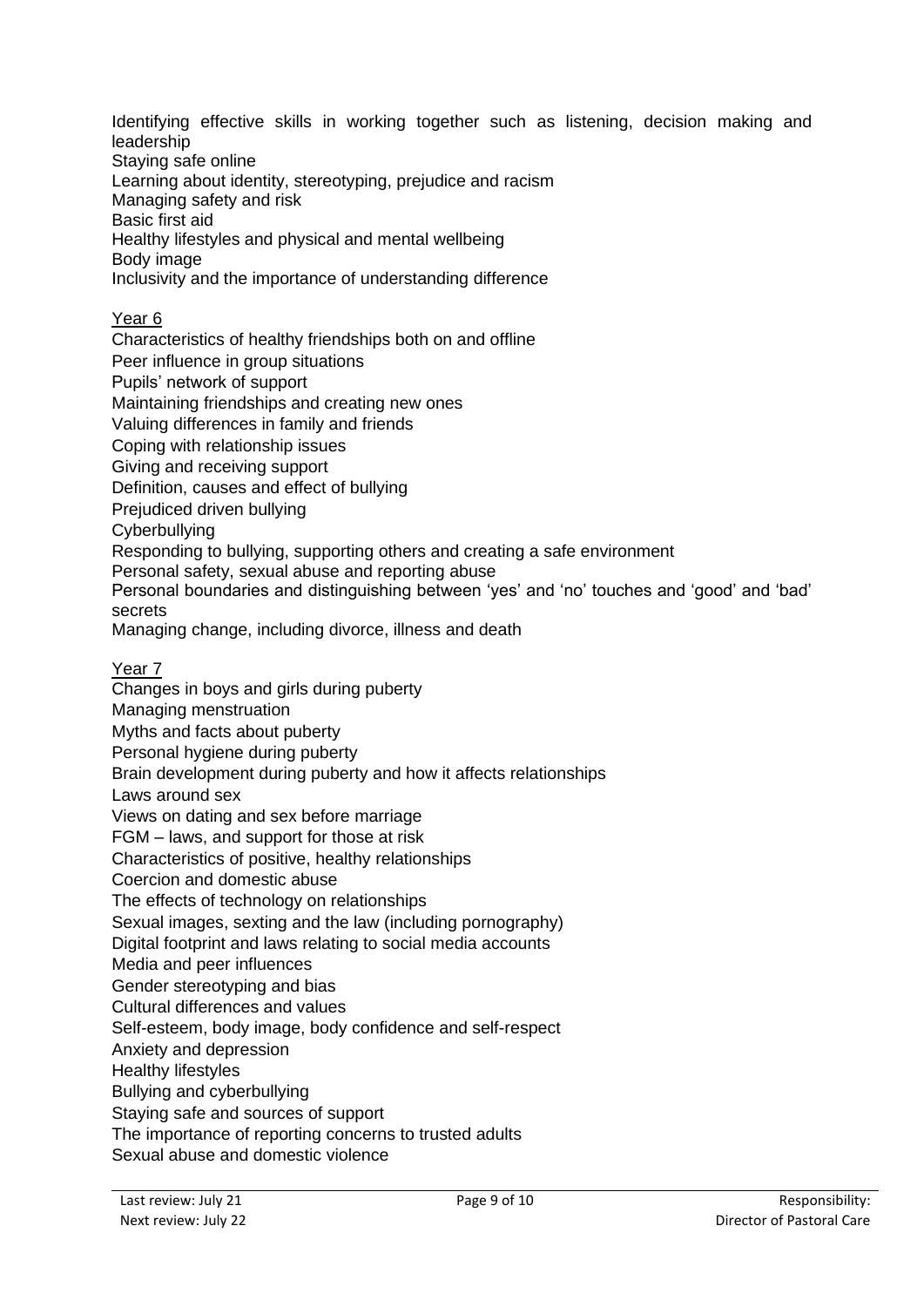Identifying effective skills in working together such as listening, decision making and leadership
Staying safe online
Learning about identity, stereotyping, prejudice and racism
Managing safety and risk
Basic first aid
Healthy lifestyles and physical and mental wellbeing
Body image
Inclusivity and the importance of understanding difference

<u>Year 6</u>

Characteristics of healthy friendships both on and offline
Peer influence in group situations
Pupils' network of support
Maintaining friendships and creating new ones
Valuing differences in family and friends
Coping with relationship issues
Giving and receiving support
Definition, causes and effect of bullying
Prejudiced driven bullying
Cyberbullying
Responding to bullying, supporting others and creating a safe environment
Personal safety, sexual abuse and reporting abuse
Personal boundaries and distinguishing between 'yes' and 'no' touches and 'good' and 'bad' secrets
Managing change, including divorce, illness and death

<u>Year 7</u>

Changes in boys and girls during puberty
Managing menstruation
Myths and facts about puberty
Personal hygiene during puberty
Brain development during puberty and how it affects relationships
Laws around sex
Views on dating and sex before marriage
FGM – laws, and support for those at risk
Characteristics of positive, healthy relationships
Coercion and domestic abuse
The effects of technology on relationships
Sexual images, sexting and the law (including pornography)
Digital footprint and laws relating to social media accounts
Media and peer influences
Gender stereotyping and bias
Cultural differences and values
Self-esteem, body image, body confidence and self-respect
Anxiety and depression
Healthy lifestyles
Bullying and cyberbullying
Staying safe and sources of support
The importance of reporting concerns to trusted adults
Sexual abuse and domestic violence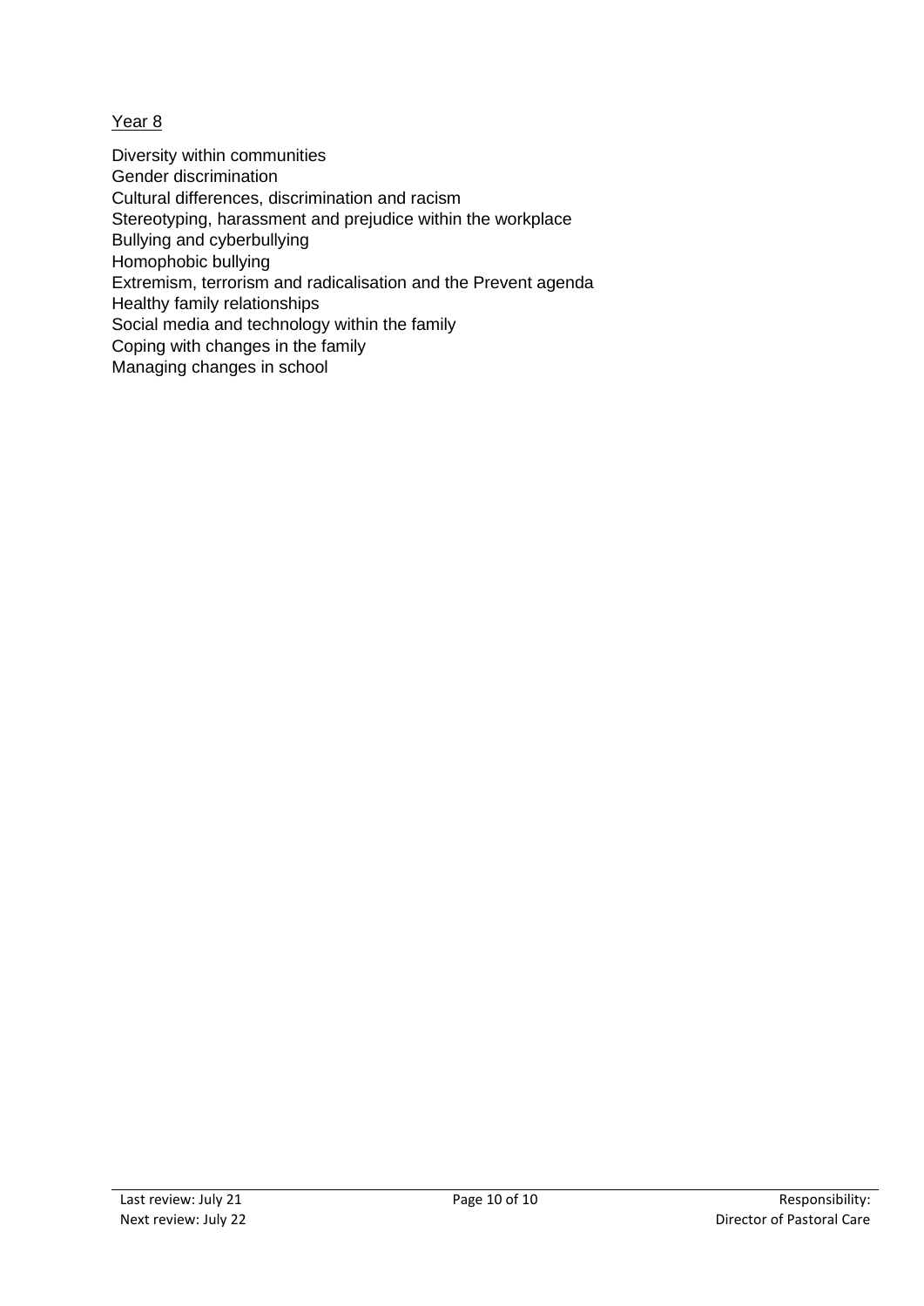Year 8

Diversity within communities
Gender discrimination
Cultural differences, discrimination and racism
Stereotyping, harassment and prejudice within the workplace
Bullying and cyberbullying
Homophobic bullying
Extremism, terrorism and radicalisation and the Prevent agenda
Healthy family relationships
Social media and technology within the family
Coping with changes in the family
Managing changes in school